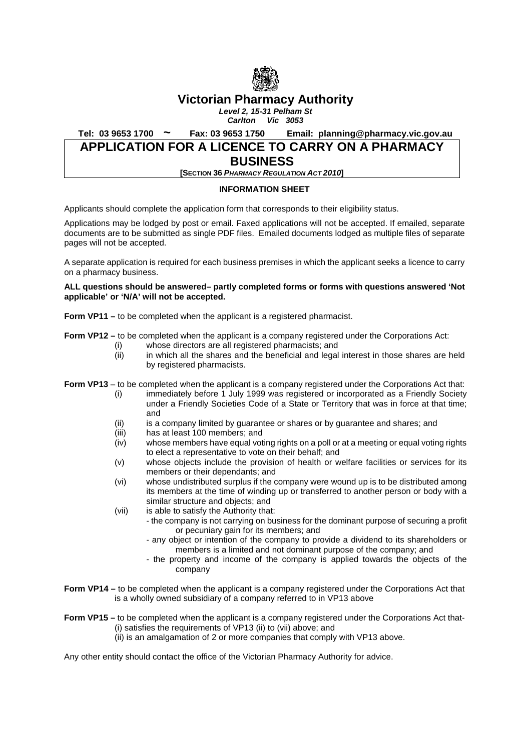# Victorian Pharmacy Authority

***Level 2, 15-31 Pelham St***
***Carlton Vic 3053***

**Tel: 03 9653 1700 ~ Fax: 03 9653 1750 Email: planning@pharmacy.vic.gov.au**

# APPLICATION FOR A LICENCE TO CARRY ON A PHARMACY BUSINESS

**[SECTION 36 *PHARMACY REGULATION ACT 2010*]**

## INFORMATION SHEET

Applicants should complete the application form that corresponds to their eligibility status.

Applications may be lodged by post or email. Faxed applications will not be accepted. If emailed, separate documents are to be submitted as single PDF files. Emailed documents lodged as multiple files of separate pages will not be accepted.

A separate application is required for each business premises in which the applicant seeks a licence to carry on a pharmacy business.

**ALL questions should be answered– partly completed forms or forms with questions answered 'Not applicable' or 'N/A' will not be accepted.**

**Form VP11 –** to be completed when the applicant is a registered pharmacist.

**Form VP12 –** to be completed when the applicant is a company registered under the Corporations Act:

- (i) whose directors are all registered pharmacists; and
- (ii) in which all the shares and the beneficial and legal interest in those shares are held by registered pharmacists.

**Form VP13** – to be completed when the applicant is a company registered under the Corporations Act that:

- (i) immediately before 1 July 1999 was registered or incorporated as a Friendly Society under a Friendly Societies Code of a State or Territory that was in force at that time; and
- (ii) is a company limited by guarantee or shares or by guarantee and shares; and
- (iii) has at least 100 members; and
- (iv) whose members have equal voting rights on a poll or at a meeting or equal voting rights to elect a representative to vote on their behalf; and
- (v) whose objects include the provision of health or welfare facilities or services for its members or their dependants; and
- (vi) whose undistributed surplus if the company were wound up is to be distributed among its members at the time of winding up or transferred to another person or body with a similar structure and objects; and
- (vii) is able to satisfy the Authority that:
  - the company is not carrying on business for the dominant purpose of securing a profit or pecuniary gain for its members; and
  - any object or intention of the company to provide a dividend to its shareholders or members is a limited and not dominant purpose of the company; and
  - the property and income of the company is applied towards the objects of the company

**Form VP14 –** to be completed when the applicant is a company registered under the Corporations Act that is a wholly owned subsidiary of a company referred to in VP13 above

**Form VP15 –** to be completed when the applicant is a company registered under the Corporations Act that-

- (i) satisfies the requirements of VP13 (ii) to (vii) above; and
- (ii) is an amalgamation of 2 or more companies that comply with VP13 above.

Any other entity should contact the office of the Victorian Pharmacy Authority for advice.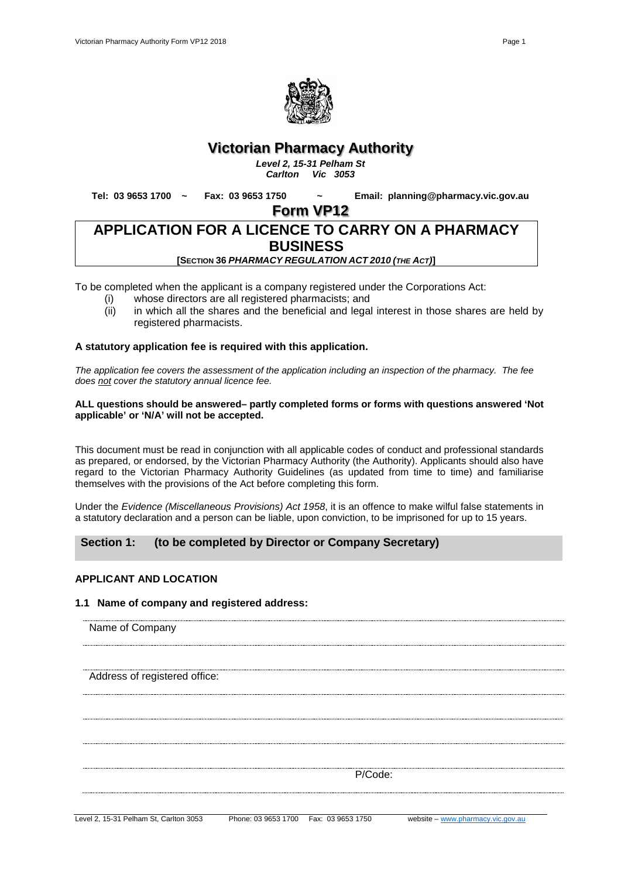# Victorian Pharmacy Authority

***Level 2, 15-31 Pelham St***
***Carlton Vic 3053***

**Tel: 03 9653 1700 ~ Fax: 03 9653 1750 ~ Email: planning@pharmacy.vic.gov.au**

## Form VP12

## APPLICATION FOR A LICENCE TO CARRY ON A PHARMACY BUSINESS

**[SECTION 36 *PHARMACY REGULATION ACT 2010 (THE ACT)*]**

To be completed when the applicant is a company registered under the Corporations Act:

- (i) whose directors are all registered pharmacists; and
- (ii) in which all the shares and the beneficial and legal interest in those shares are held by registered pharmacists.

**A statutory application fee is required with this application.**

*The application fee covers the assessment of the application including an inspection of the pharmacy. The fee does not cover the statutory annual licence fee.*

**ALL questions should be answered– partly completed forms or forms with questions answered 'Not applicable' or 'N/A' will not be accepted.**

This document must be read in conjunction with all applicable codes of conduct and professional standards as prepared, or endorsed, by the Victorian Pharmacy Authority (the Authority). Applicants should also have regard to the Victorian Pharmacy Authority Guidelines (as updated from time to time) and familiarise themselves with the provisions of the Act before completing this form.

Under the *Evidence (Miscellaneous Provisions) Act 1958*, it is an offence to make wilful false statements in a statutory declaration and a person can be liable, upon conviction, to be imprisoned for up to 15 years.

## Section 1: (to be completed by Director or Company Secretary)

### APPLICANT AND LOCATION

**1.1 Name of company and registered address:**

Name of Company

Address of registered office:

P/Code: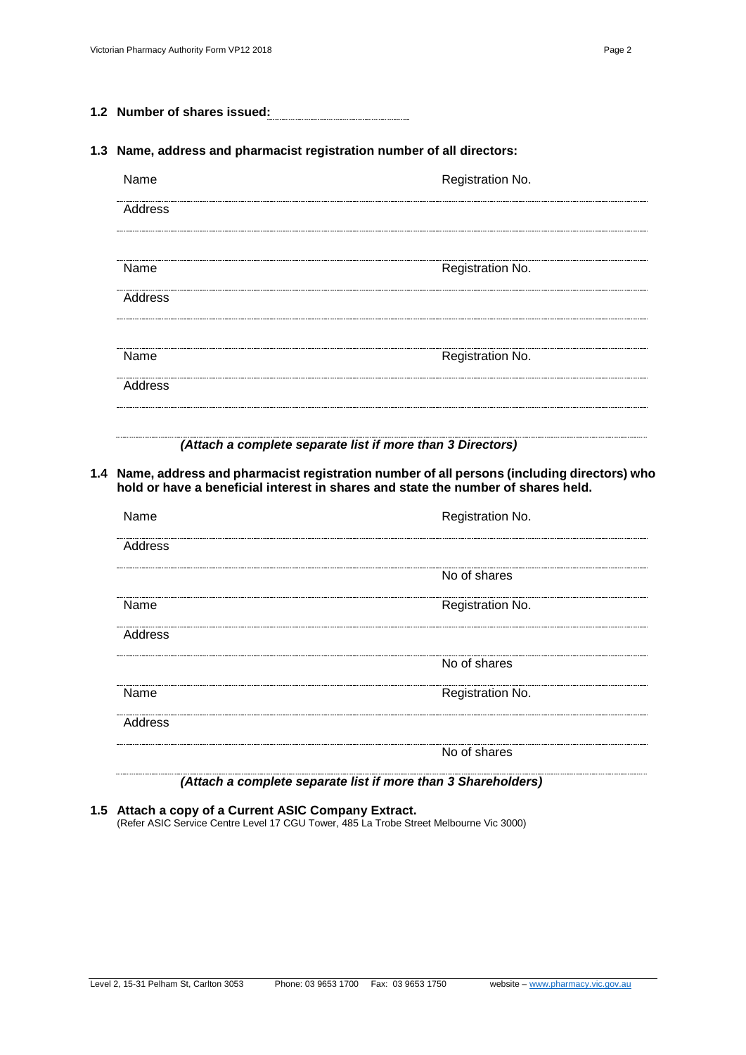**1.2 Number of shares issued:** ____________________

**1.3 Name, address and pharmacist registration number of all directors:**

Name ____________________ Registration No. ____________________

Address ____________________

____________________

Name ____________________ Registration No. ____________________

Address ____________________

____________________

Name ____________________ Registration No. ____________________

Address ____________________

____________________

***(Attach a complete separate list if more than 3 Directors)***

**1.4 Name, address and pharmacist registration number of all persons (including directors) who hold or have a beneficial interest in shares and state the number of shares held.**

Name ____________________ Registration No. ____________________

Address ____________________

____________________ No of shares ____________________

Name ____________________ Registration No. ____________________

Address ____________________

____________________ No of shares ____________________

Name ____________________ Registration No. ____________________

Address ____________________

____________________ No of shares ____________________

***(Attach a complete separate list if more than 3 Shareholders)***

**1.5 Attach a copy of a Current ASIC Company Extract.**
(Refer ASIC Service Centre Level 17 CGU Tower, 485 La Trobe Street Melbourne Vic 3000)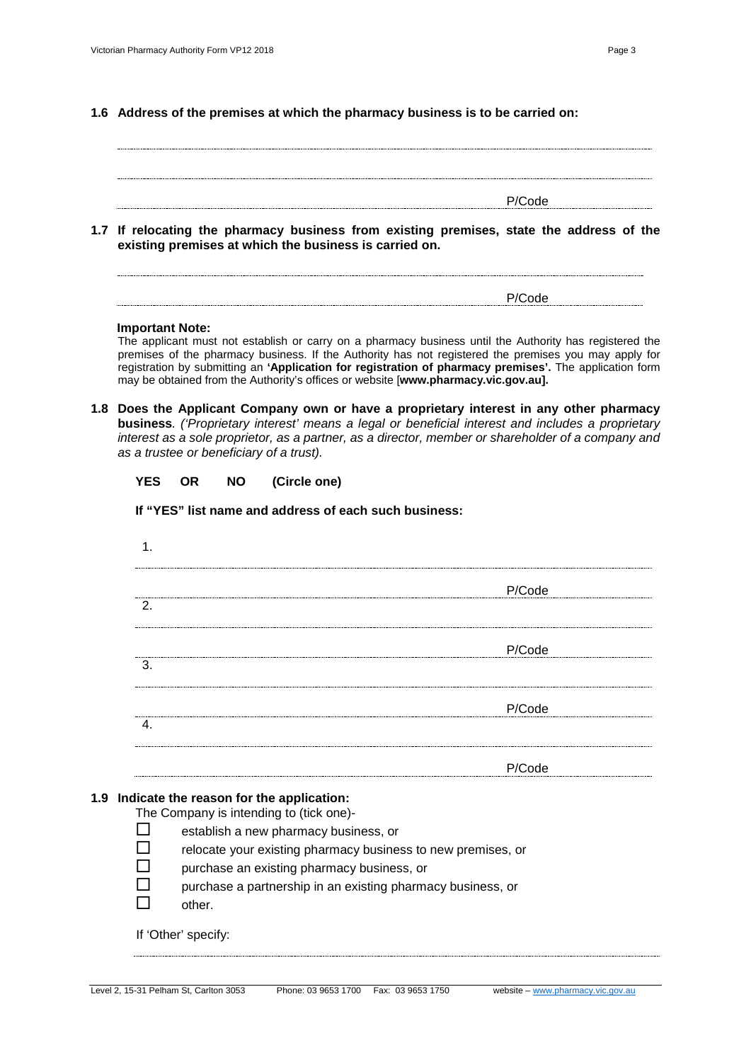**1.6 Address of the premises at which the pharmacy business is to be carried on:**

..........................................................................................................................................

..........................................................................................................................................

.......................................................................................... P/Code ..................

**1.7 If relocating the pharmacy business from existing premises, state the address of the existing premises at which the business is carried on.**

..........................................................................................................................................

.......................................................................................... P/Code ..................

**Important Note:**

The applicant must not establish or carry on a pharmacy business until the Authority has registered the premises of the pharmacy business. If the Authority has not registered the premises you may apply for registration by submitting an **'Application for registration of pharmacy premises'.** The application form may be obtained from the Authority's offices or website [**www.pharmacy.vic.gov.au].**

**1.8 Does the Applicant Company own or have a proprietary interest in any other pharmacy business***. ('Proprietary interest' means a legal or beneficial interest and includes a proprietary interest as a sole proprietor, as a partner, as a director, member or shareholder of a company and as a trustee or beneficiary of a trust).*

**YES OR NO (Circle one)**

**If "YES" list name and address of each such business:**

1. ..........................................................................................................................................

.......................................................................................... P/Code ..................

2. ..........................................................................................................................................

.......................................................................................... P/Code ..................

3. ..........................................................................................................................................

.......................................................................................... P/Code ..................

4. ..........................................................................................................................................

.......................................................................................... P/Code ..................

**1.9 Indicate the reason for the application:**

The Company is intending to (tick one)-

- ☐ establish a new pharmacy business, or
- ☐ relocate your existing pharmacy business to new premises, or
- ☐ purchase an existing pharmacy business, or
- ☐ purchase a partnership in an existing pharmacy business, or
- ☐ other.

If 'Other' specify:

..........................................................................................................................................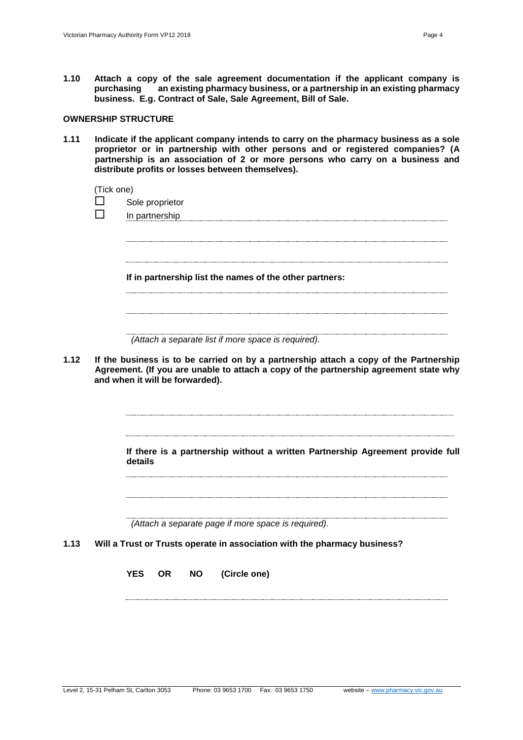**1.10 Attach a copy of the sale agreement documentation if the applicant company is purchasing an existing pharmacy business, or a partnership in an existing pharmacy business. E.g. Contract of Sale, Sale Agreement, Bill of Sale.**

**OWNERSHIP STRUCTURE**

**1.11 Indicate if the applicant company intends to carry on the pharmacy business as a sole proprietor or in partnership with other persons and or registered companies? (A partnership is an association of 2 or more persons who carry on a business and distribute profits or losses between themselves).**

(Tick one)

☐ Sole proprietor

☐ In partnership ..............................................................................

..............................................................................

..............................................................................

**If in partnership list the names of the other partners:**

..............................................................................

..............................................................................

..............................................................................

*(Attach a separate list if more space is required).*

**1.12 If the business is to be carried on by a partnership attach a copy of the Partnership Agreement. (If you are unable to attach a copy of the partnership agreement state why and when it will be forwarded).**

..............................................................................

..............................................................................

**If there is a partnership without a written Partnership Agreement provide full details**

..............................................................................

..............................................................................

..............................................................................

*(Attach a separate page if more space is required).*

**1.13 Will a Trust or Trusts operate in association with the pharmacy business?**

**YES OR NO (Circle one)**

..............................................................................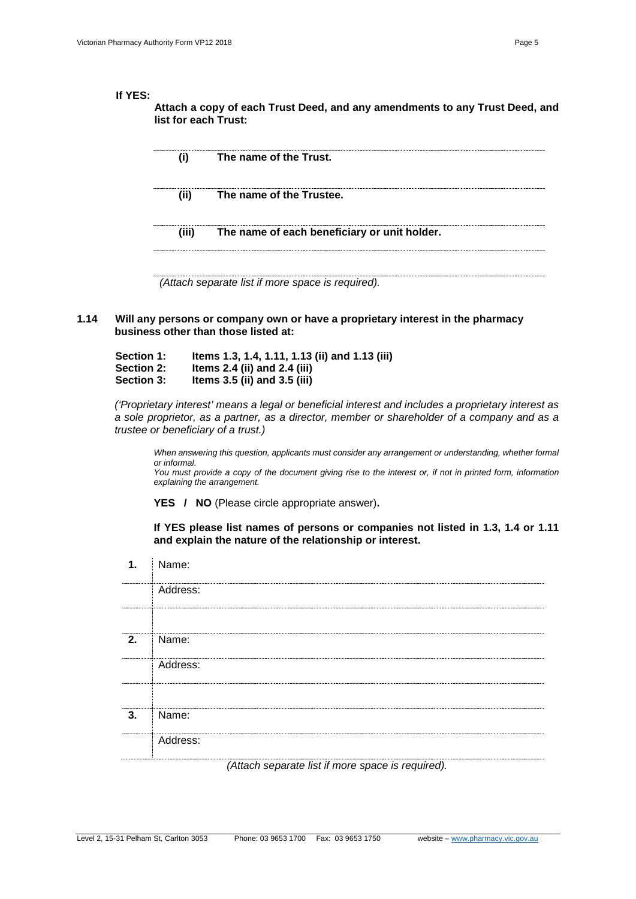**If YES:**

**Attach a copy of each Trust Deed, and any amendments to any Trust Deed, and list for each Trust:**

**(i) The name of the Trust.**

**(ii) The name of the Trustee.**

**(iii) The name of each beneficiary or unit holder.**

*(Attach separate list if more space is required).*

**1.14 Will any persons or company own or have a proprietary interest in the pharmacy business other than those listed at:**

**Section 1: Items 1.3, 1.4, 1.11, 1.13 (ii) and 1.13 (iii)**
**Section 2: Items 2.4 (ii) and 2.4 (iii)**
**Section 3: Items 3.5 (ii) and 3.5 (iii)**

*('Proprietary interest' means a legal or beneficial interest and includes a proprietary interest as a sole proprietor, as a partner, as a director, member or shareholder of a company and as a trustee or beneficiary of a trust.)*

*When answering this question, applicants must consider any arrangement or understanding, whether formal or informal.*
*You must provide a copy of the document giving rise to the interest or, if not in printed form, information explaining the arrangement.*

**YES / NO** (Please circle appropriate answer)**.**

**If YES please list names of persons or companies not listed in 1.3, 1.4 or 1.11 and explain the nature of the relationship or interest.**

| | |
|---|---|
| **1.** | Name: |
| | Address: |
| | |
| **2.** | Name: |
| | Address: |
| | |
| **3.** | Name: |
| | Address: |

*(Attach separate list if more space is required).*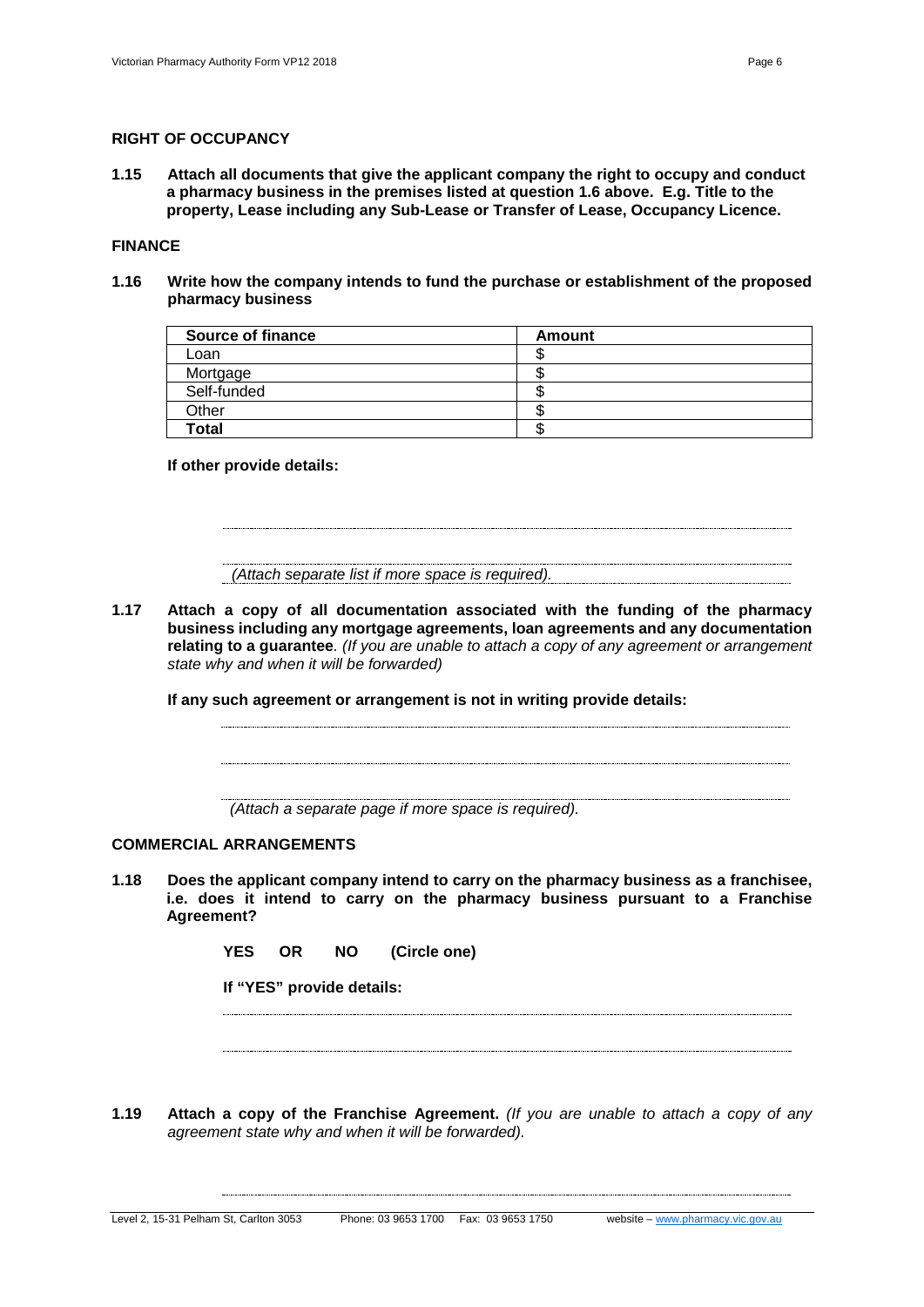## RIGHT OF OCCUPANCY

**1.15 Attach all documents that give the applicant company the right to occupy and conduct a pharmacy business in the premises listed at question 1.6 above. E.g. Title to the property, Lease including any Sub-Lease or Transfer of Lease, Occupancy Licence.**

## FINANCE

**1.16 Write how the company intends to fund the purchase or establishment of the proposed pharmacy business**

| **Source of finance** | **Amount** |
|---|---|
| Loan | $ |
| Mortgage | $ |
| Self-funded | $ |
| Other | $ |
| **Total** | $ |

**If other provide details:**

............................................................................................................................................

............................................................................................................................................

*(Attach separate list if more space is required).*

**1.17 Attach a copy of all documentation associated with the funding of the pharmacy business including any mortgage agreements, loan agreements and any documentation relating to a guarantee**. *(If you are unable to attach a copy of any agreement or arrangement state why and when it will be forwarded)*

**If any such agreement or arrangement is not in writing provide details:**

............................................................................................................................................

............................................................................................................................................

............................................................................................................................................

*(Attach a separate page if more space is required).*

## COMMERCIAL ARRANGEMENTS

**1.18 Does the applicant company intend to carry on the pharmacy business as a franchisee, i.e. does it intend to carry on the pharmacy business pursuant to a Franchise Agreement?**

**YES OR NO (Circle one)**

**If "YES" provide details:**

............................................................................................................................................

............................................................................................................................................

**1.19 Attach a copy of the Franchise Agreement.** *(If you are unable to attach a copy of any agreement state why and when it will be forwarded).*

............................................................................................................................................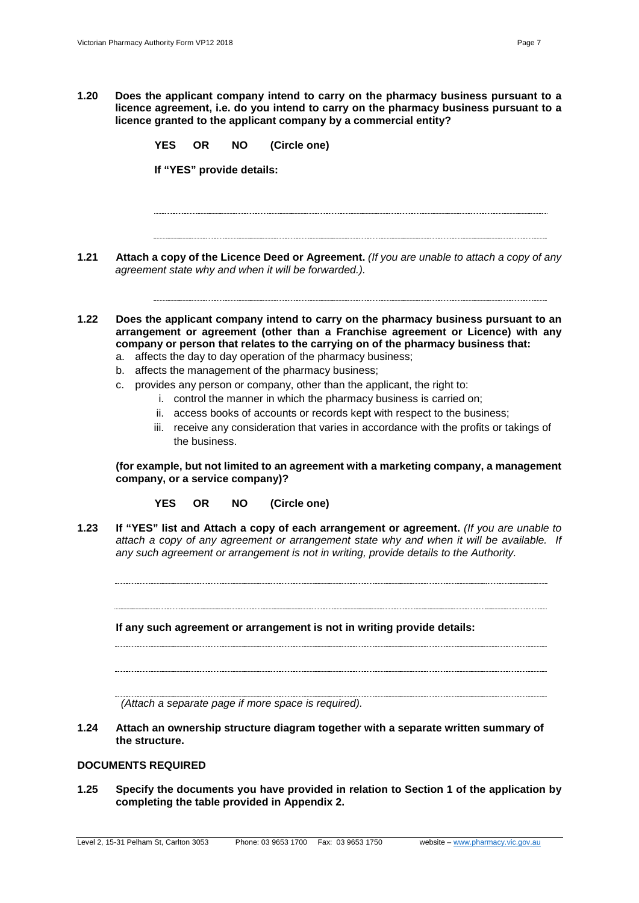**1.20 Does the applicant company intend to carry on the pharmacy business pursuant to a licence agreement, i.e. do you intend to carry on the pharmacy business pursuant to a licence granted to the applicant company by a commercial entity?**

**YES OR NO (Circle one)**

**If "YES" provide details:**

..................................................................................................................................................

..................................................................................................................................................

**1.21 Attach a copy of the Licence Deed or Agreement.** *(If you are unable to attach a copy of any agreement state why and when it will be forwarded.).*

..................................................................................................................................................

**1.22 Does the applicant company intend to carry on the pharmacy business pursuant to an arrangement or agreement (other than a Franchise agreement or Licence) with any company or person that relates to the carrying on of the pharmacy business that:**

a. affects the day to day operation of the pharmacy business;
b. affects the management of the pharmacy business;
c. provides any person or company, other than the applicant, the right to:
    i. control the manner in which the pharmacy business is carried on;
    ii. access books of accounts or records kept with respect to the business;
    iii. receive any consideration that varies in accordance with the profits or takings of the business.

**(for example, but not limited to an agreement with a marketing company, a management company, or a service company)?**

**YES OR NO (Circle one)**

**1.23 If "YES" list and Attach a copy of each arrangement or agreement.** *(If you are unable to attach a copy of any agreement or arrangement state why and when it will be available. If any such agreement or arrangement is not in writing, provide details to the Authority.*

..................................................................................................................................................

..................................................................................................................................................

**If any such agreement or arrangement is not in writing provide details:**

..................................................................................................................................................

..................................................................................................................................................

..................................................................................................................................................

*(Attach a separate page if more space is required).*

**1.24 Attach an ownership structure diagram together with a separate written summary of the structure.**

**DOCUMENTS REQUIRED**

**1.25 Specify the documents you have provided in relation to Section 1 of the application by completing the table provided in Appendix 2.**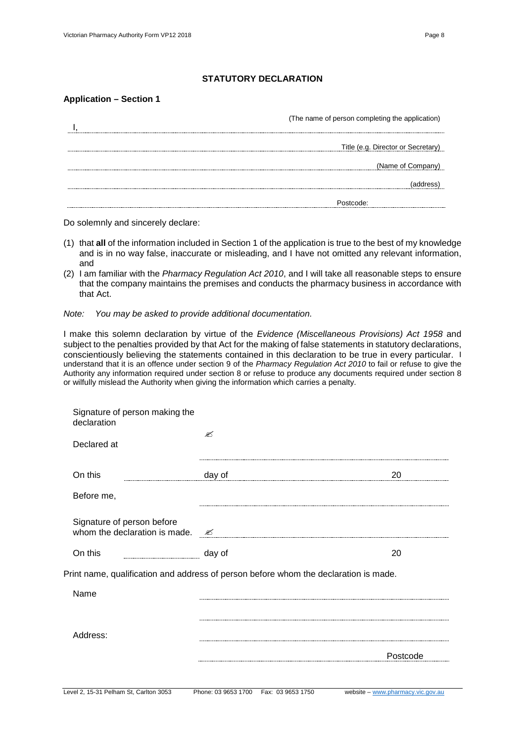## STATUTORY DECLARATION

**Application – Section 1**

I, ........................................................................ (The name of person completing the application)

........................................................................ Title (e.g. Director or Secretary)

........................................................................ (Name of Company)

........................................................................ (address)

........................................................................ Postcode:

Do solemnly and sincerely declare:

(1) that **all** of the information included in Section 1 of the application is true to the best of my knowledge and is in no way false, inaccurate or misleading, and I have not omitted any relevant information, and

(2) I am familiar with the *Pharmacy Regulation Act 2010*, and I will take all reasonable steps to ensure that the company maintains the premises and conducts the pharmacy business in accordance with that Act.

*Note: You may be asked to provide additional documentation.*

I make this solemn declaration by virtue of the *Evidence (Miscellaneous Provisions) Act 1958* and subject to the penalties provided by that Act for the making of false statements in statutory declarations, conscientiously believing the statements contained in this declaration to be true in every particular. I understand that it is an offence under section 9 of the *Pharmacy Regulation Act 2010* to fail or refuse to give the Authority any information required under section 8 or refuse to produce any documents required under section 8 or wilfully mislead the Authority when giving the information which carries a penalty.

Signature of person making the declaration ✍

Declared at ........................................................................

On this .................... day of .................... 20 ....

Before me, ........................................................................

Signature of person before whom the declaration is made. ✍ ........................................................................

On this .................... day of .................... 20 ....

Print name, qualification and address of person before whom the declaration is made.

Name ........................................................................

........................................................................

Address: ........................................................................

........................................................................ Postcode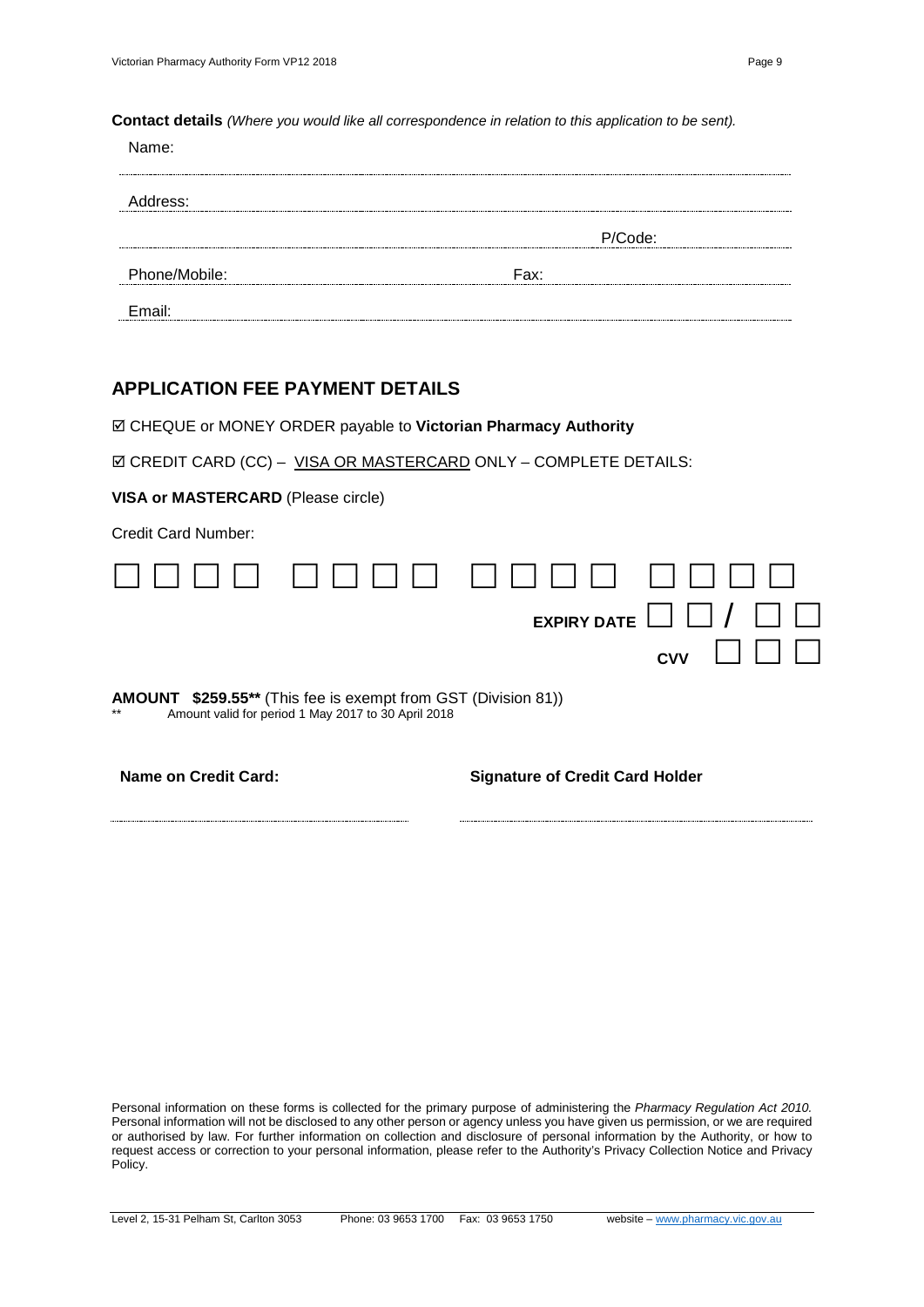**Contact details** *(Where you would like all correspondence in relation to this application to be sent).*

Name:

Address:

P/Code:

Phone/Mobile: Fax:

Email:

## APPLICATION FEE PAYMENT DETAILS

☑ CHEQUE or MONEY ORDER payable to **Victorian Pharmacy Authority**

☑ CREDIT CARD (CC) – VISA OR MASTERCARD ONLY – COMPLETE DETAILS:

**VISA or MASTERCARD** (Please circle)

Credit Card Number:

□□□□ □□□□ □□□□ □□□□

**EXPIRY DATE** □□ / □□

**CVV** □□□

**AMOUNT $259.55**** (This fee is exempt from GST (Division 81))

** Amount valid for period 1 May 2017 to 30 April 2018

**Name on Credit Card:** **Signature of Credit Card Holder**

Personal information on these forms is collected for the primary purpose of administering the *Pharmacy Regulation Act 2010.* Personal information will not be disclosed to any other person or agency unless you have given us permission, or we are required or authorised by law. For further information on collection and disclosure of personal information by the Authority, or how to request access or correction to your personal information, please refer to the Authority's Privacy Collection Notice and Privacy Policy.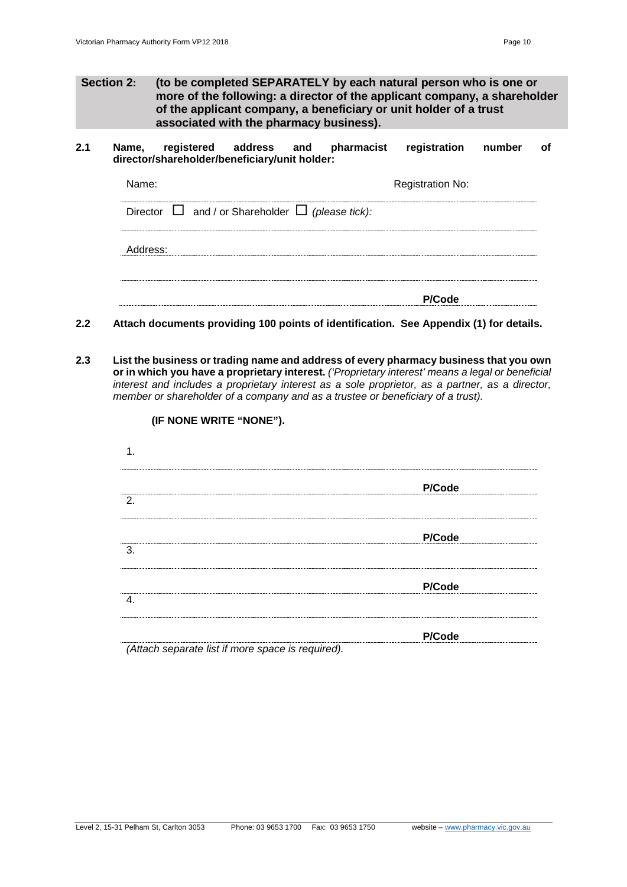**Section 2: (to be completed SEPARATELY by each natural person who is one or more of the following: a director of the applicant company, a shareholder of the applicant company, a beneficiary or unit holder of a trust associated with the pharmacy business).**

**2.1 Name, registered address and pharmacist registration number of director/shareholder/beneficiary/unit holder:**

Name: Registration No:

Director ☐ and / or Shareholder ☐ *(please tick):*

Address:

**P/Code**

**2.2 Attach documents providing 100 points of identification. See Appendix (1) for details.**

**2.3 List the business or trading name and address of every pharmacy business that you own or in which you have a proprietary interest.** *('Proprietary interest' means a legal or beneficial interest and includes a proprietary interest as a sole proprietor, as a partner, as a director, member or shareholder of a company and as a trustee or beneficiary of a trust).*

**(IF NONE WRITE "NONE").**

1.

**P/Code**

2.

**P/Code**

3.

**P/Code**

4.

**P/Code**

*(Attach separate list if more space is required).*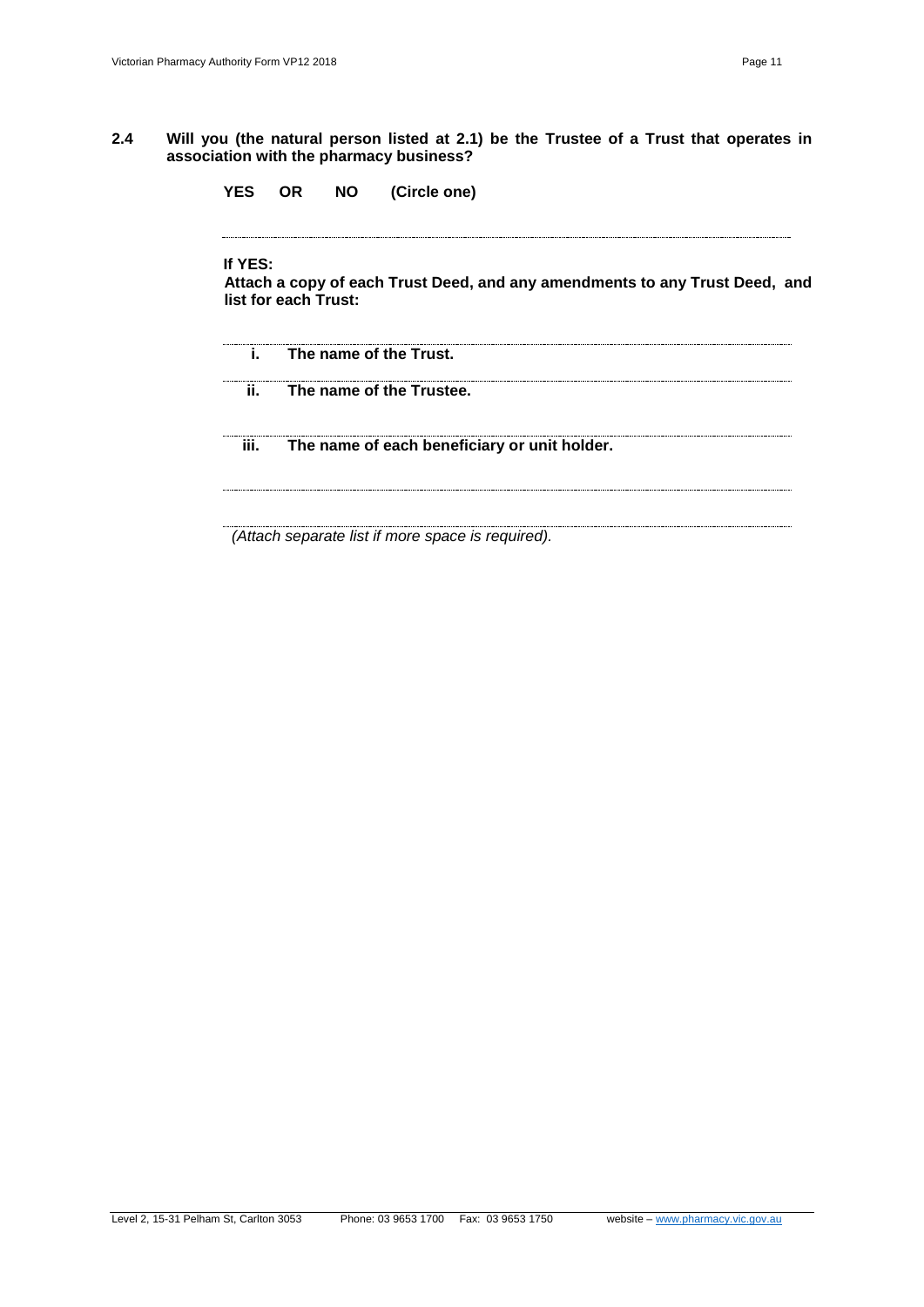**2.4 Will you (the natural person listed at 2.1) be the Trustee of a Trust that operates in association with the pharmacy business?**

**YES OR NO (Circle one)**

---

**If YES:**

**Attach a copy of each Trust Deed, and any amendments to any Trust Deed, and list for each Trust:**

---

**i. The name of the Trust.**

---

**ii. The name of the Trustee.**

---

**iii. The name of each beneficiary or unit holder.**

---

---

*(Attach separate list if more space is required).*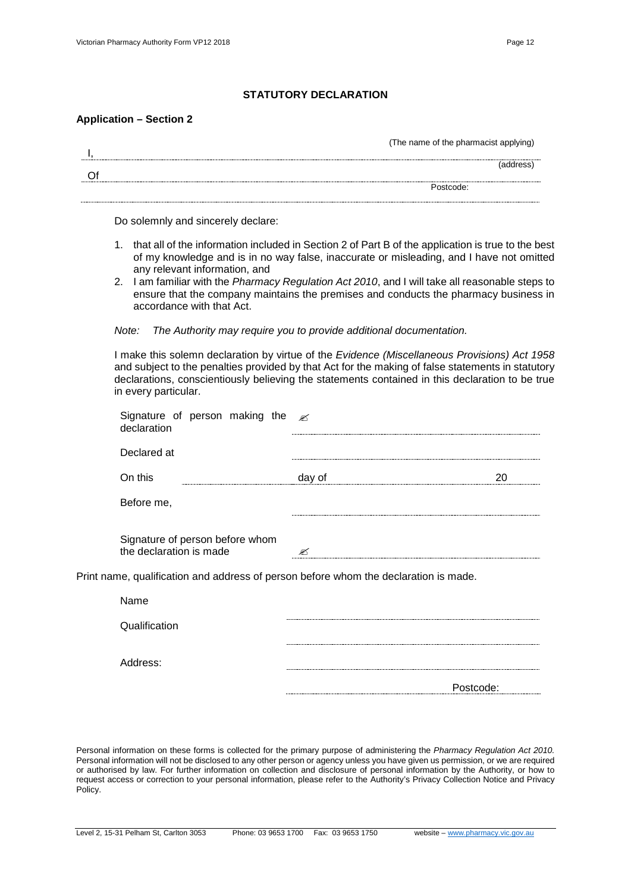## STATUTORY DECLARATION

### Application – Section 2

I, ................................................................ (The name of the pharmacist applying)

Of ................................................................ (address)

................................................................ Postcode:

Do solemnly and sincerely declare:

1. that all of the information included in Section 2 of Part B of the application is true to the best of my knowledge and is in no way false, inaccurate or misleading, and I have not omitted any relevant information, and
2. I am familiar with the *Pharmacy Regulation Act 2010*, and I will take all reasonable steps to ensure that the company maintains the premises and conducts the pharmacy business in accordance with that Act.

*Note: The Authority may require you to provide additional documentation.*

I make this solemn declaration by virtue of the *Evidence (Miscellaneous Provisions) Act 1958* and subject to the penalties provided by that Act for the making of false statements in statutory declarations, conscientiously believing the statements contained in this declaration to be true in every particular.

Signature of person making the declaration ✍ ................................................................

Declared at ................................................................

On this .................... day of .................... 20 ....

Before me, ................................................................

Signature of person before whom the declaration is made ✍ ................................................................

Print name, qualification and address of person before whom the declaration is made.

Name ................................................................

Qualification ................................................................

Address: ................................................................

................................................................ Postcode:

Personal information on these forms is collected for the primary purpose of administering the *Pharmacy Regulation Act 2010.* Personal information will not be disclosed to any other person or agency unless you have given us permission, or we are required or authorised by law. For further information on collection and disclosure of personal information by the Authority, or how to request access or correction to your personal information, please refer to the Authority's Privacy Collection Notice and Privacy Policy.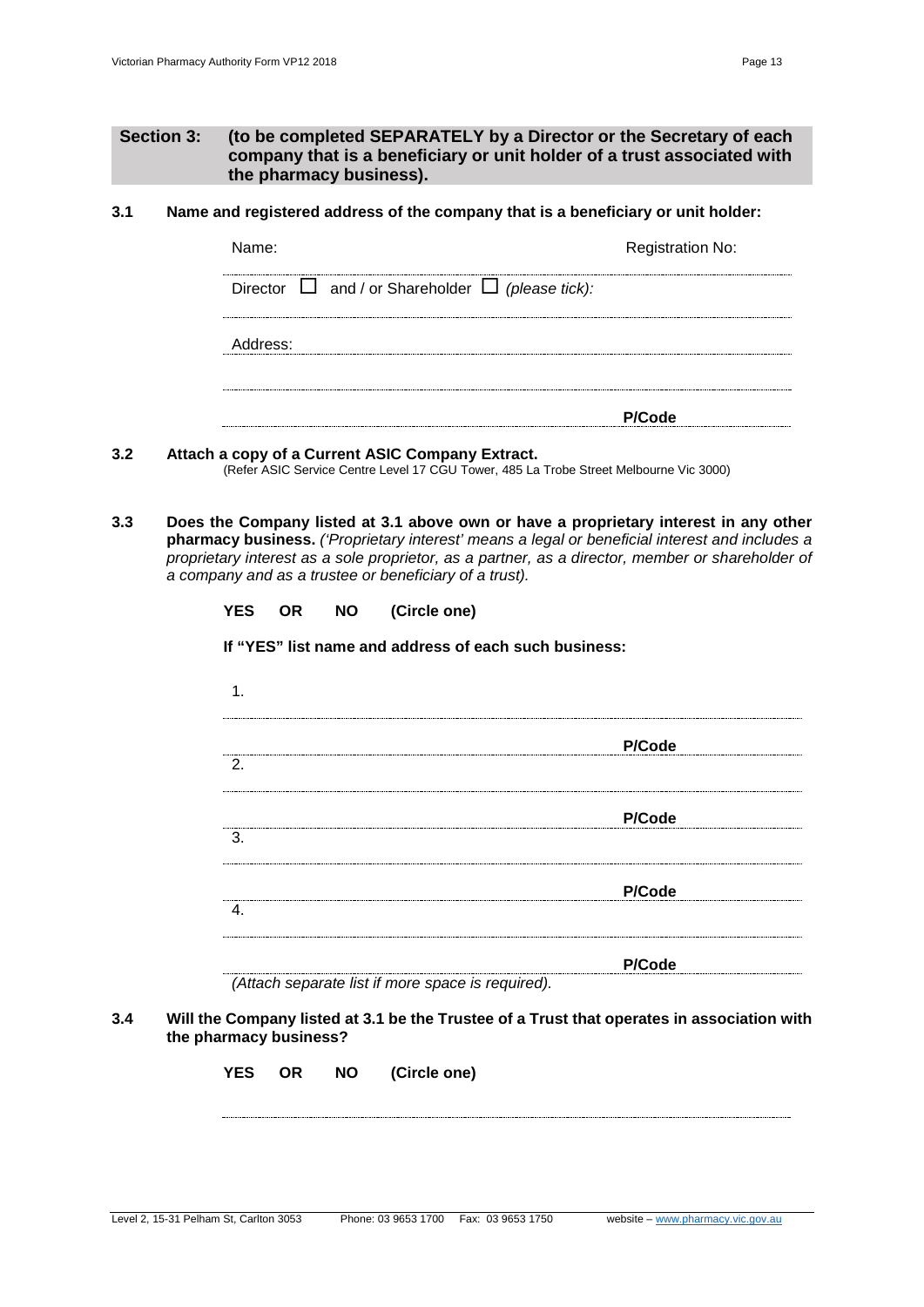**Section 3: (to be completed SEPARATELY by a Director or the Secretary of each company that is a beneficiary or unit holder of a trust associated with the pharmacy business).**

**3.1 Name and registered address of the company that is a beneficiary or unit holder:**

Name: Registration No:

Director ☐ and / or Shareholder ☐ *(please tick):*

Address:

**P/Code**

**3.2 Attach a copy of a Current ASIC Company Extract.**
(Refer ASIC Service Centre Level 17 CGU Tower, 485 La Trobe Street Melbourne Vic 3000)

**3.3 Does the Company listed at 3.1 above own or have a proprietary interest in any other pharmacy business.** *('Proprietary interest' means a legal or beneficial interest and includes a proprietary interest as a sole proprietor, as a partner, as a director, member or shareholder of a company and as a trustee or beneficiary of a trust).*

**YES OR NO (Circle one)**

**If "YES" list name and address of each such business:**

1.

**P/Code**

2.

**P/Code**

3.

**P/Code**

4.

**P/Code**

*(Attach separate list if more space is required).*

**3.4 Will the Company listed at 3.1 be the Trustee of a Trust that operates in association with the pharmacy business?**

**YES OR NO (Circle one)**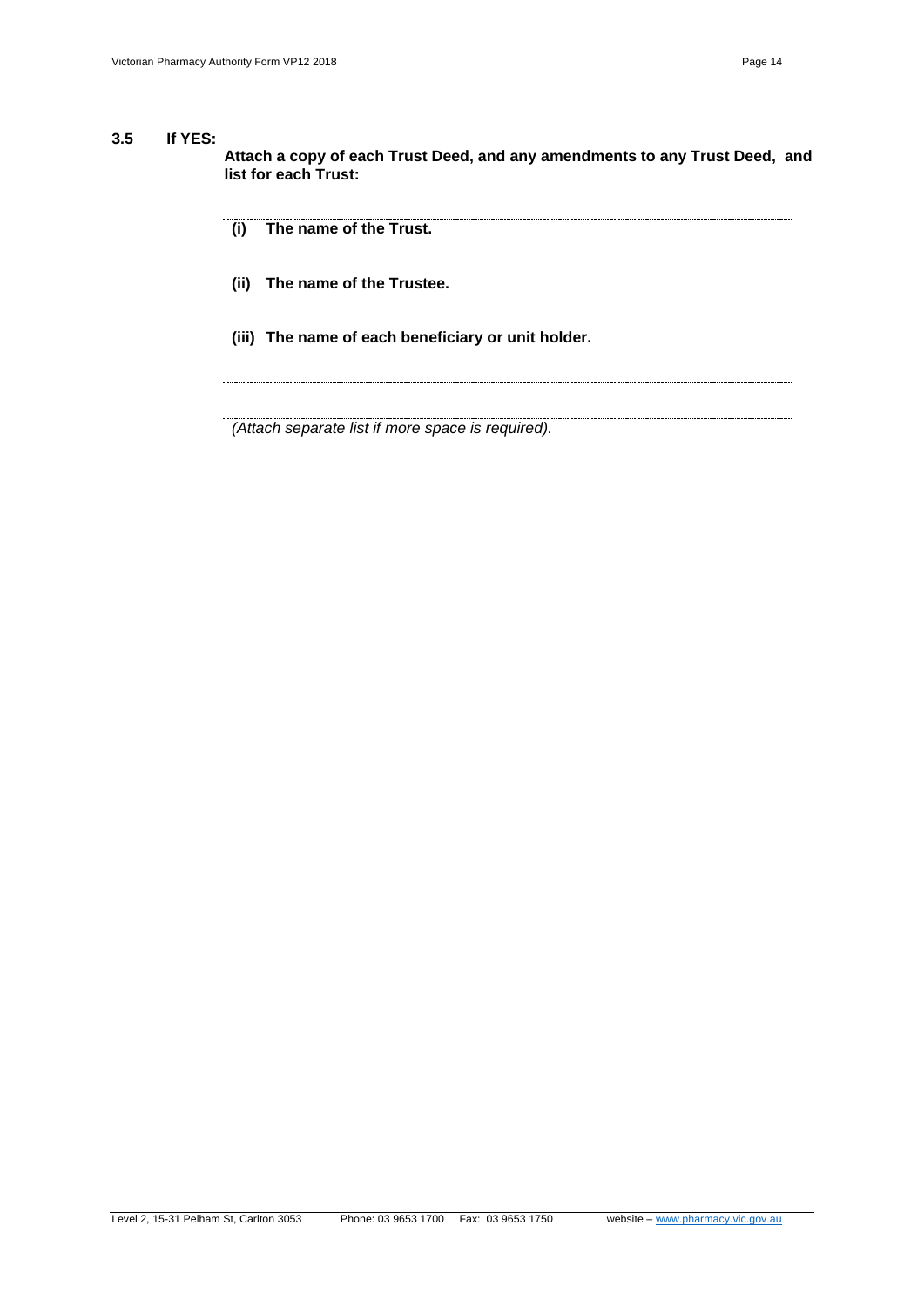**3.5 If YES:**

**Attach a copy of each Trust Deed, and any amendments to any Trust Deed, and list for each Trust:**

**(i) The name of the Trust.**

**(ii) The name of the Trustee.**

**(iii) The name of each beneficiary or unit holder.**

*(Attach separate list if more space is required).*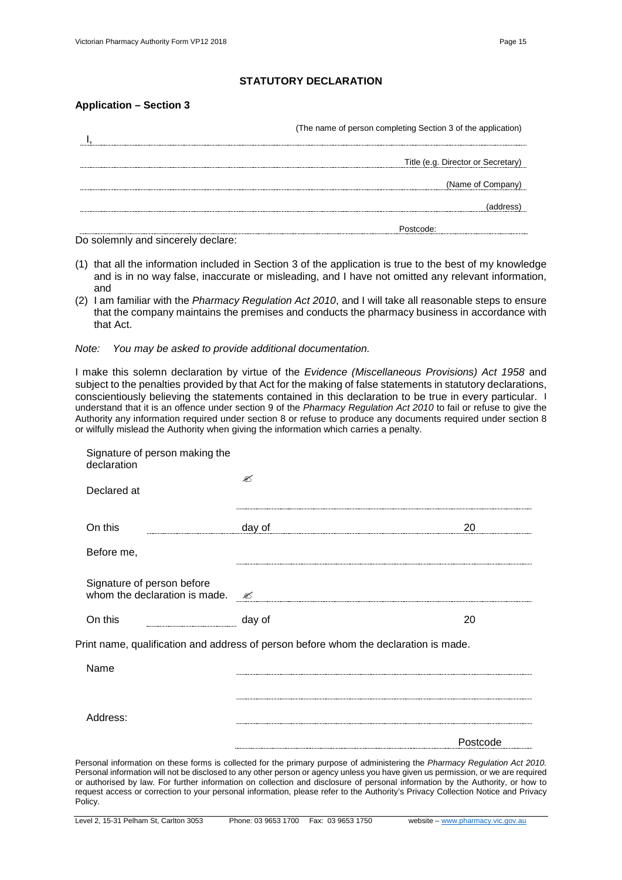# STATUTORY DECLARATION

## Application – Section 3

I, .................................................................... (The name of person completing Section 3 of the application)

.................................................................... Title (e.g. Director or Secretary)

.................................................................... (Name of Company)

.................................................................... (address)

.................................................................... Postcode: ..................

Do solemnly and sincerely declare:

(1) that all the information included in Section 3 of the application is true to the best of my knowledge and is in no way false, inaccurate or misleading, and I have not omitted any relevant information, and

(2) I am familiar with the *Pharmacy Regulation Act 2010*, and I will take all reasonable steps to ensure that the company maintains the premises and conducts the pharmacy business in accordance with that Act.

*Note: You may be asked to provide additional documentation.*

I make this solemn declaration by virtue of the *Evidence (Miscellaneous Provisions) Act 1958* and subject to the penalties provided by that Act for the making of false statements in statutory declarations, conscientiously believing the statements contained in this declaration to be true in every particular. I understand that it is an offence under section 9 of the *Pharmacy Regulation Act 2010* to fail or refuse to give the Authority any information required under section 8 or refuse to produce any documents required under section 8 or wilfully mislead the Authority when giving the information which carries a penalty.

Signature of person making the declaration ✍ ....................................................................

Declared at ....................................................................

On this .................. day of .................................... 20 ........

Before me, ....................................................................

Signature of person before whom the declaration is made. ✍ ....................................................................

On this .................. day of .................................... 20 ........

Print name, qualification and address of person before whom the declaration is made.

Name ....................................................................

....................................................................

Address: ....................................................................

.................................................................... Postcode ..................

Personal information on these forms is collected for the primary purpose of administering the *Pharmacy Regulation Act 2010.* Personal information will not be disclosed to any other person or agency unless you have given us permission, or we are required or authorised by law. For further information on collection and disclosure of personal information by the Authority, or how to request access or correction to your personal information, please refer to the Authority's Privacy Collection Notice and Privacy Policy.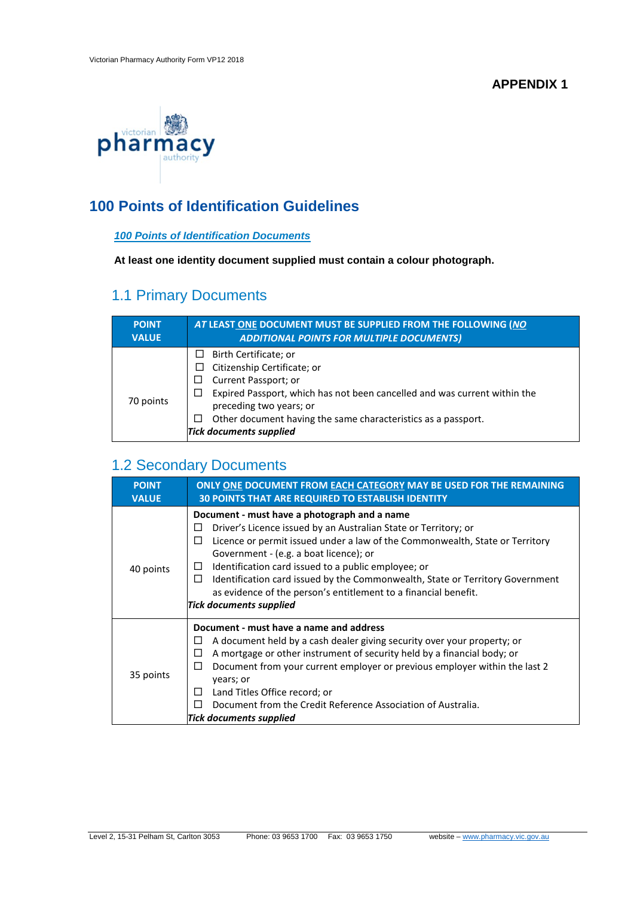**APPENDIX 1**

# 100 Points of Identification Guidelines

***100 Points of Identification Documents***

**At least one identity document supplied must contain a colour photograph.**

## 1.1 Primary Documents

| POINT VALUE | *AT* LEAST ONE DOCUMENT MUST BE SUPPLIED FROM THE FOLLOWING (*NO ADDITIONAL POINTS FOR MULTIPLE DOCUMENTS)* |
|---|---|
| 70 points | ☐ Birth Certificate; or<br>☐ Citizenship Certificate; or<br>☐ Current Passport; or<br>☐ Expired Passport, which has not been cancelled and was current within the preceding two years; or<br>☐ Other document having the same characteristics as a passport.<br>***Tick documents supplied*** |

## 1.2 Secondary Documents

| POINT VALUE | ONLY ONE DOCUMENT FROM EACH CATEGORY MAY BE USED FOR THE REMAINING 30 POINTS THAT ARE REQUIRED TO ESTABLISH IDENTITY |
|---|---|
| 40 points | **Document - must have a photograph and a name**<br>☐ Driver's Licence issued by an Australian State or Territory; or<br>☐ Licence or permit issued under a law of the Commonwealth, State or Territory Government - (e.g. a boat licence); or<br>☐ Identification card issued to a public employee; or<br>☐ Identification card issued by the Commonwealth, State or Territory Government as evidence of the person's entitlement to a financial benefit.<br>***Tick documents supplied*** |
| 35 points | **Document - must have a name and address**<br>☐ A document held by a cash dealer giving security over your property; or<br>☐ A mortgage or other instrument of security held by a financial body; or<br>☐ Document from your current employer or previous employer within the last 2 years; or<br>☐ Land Titles Office record; or<br>☐ Document from the Credit Reference Association of Australia.<br>***Tick documents supplied*** |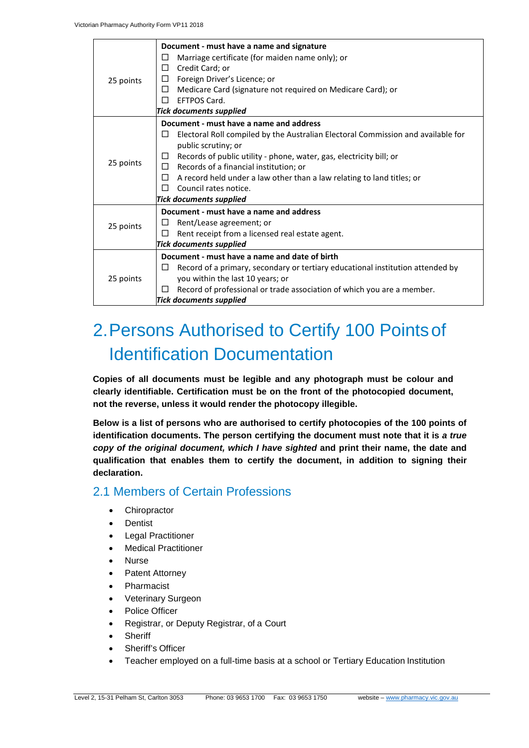| | |
|---|---|
| 25 points | **Document - must have a name and signature**<br>☐ Marriage certificate (for maiden name only); or<br>☐ Credit Card; or<br>☐ Foreign Driver's Licence; or<br>☐ Medicare Card (signature not required on Medicare Card); or<br>☐ EFTPOS Card.<br>***Tick documents supplied*** |
| 25 points | **Document - must have a name and address**<br>☐ Electoral Roll compiled by the Australian Electoral Commission and available for public scrutiny; or<br>☐ Records of public utility - phone, water, gas, electricity bill; or<br>☐ Records of a financial institution; or<br>☐ A record held under a law other than a law relating to land titles; or<br>☐ Council rates notice.<br>***Tick documents supplied*** |
| 25 points | **Document - must have a name and address**<br>☐ Rent/Lease agreement; or<br>☐ Rent receipt from a licensed real estate agent.<br>***Tick documents supplied*** |
| 25 points | **Document - must have a name and date of birth**<br>☐ Record of a primary, secondary or tertiary educational institution attended by you within the last 10 years; or<br>☐ Record of professional or trade association of which you are a member.<br>***Tick documents supplied*** |

# 2. Persons Authorised to Certify 100 Points of Identification Documentation

**Copies of all documents must be legible and any photograph must be colour and clearly identifiable. Certification must be on the front of the photocopied document, not the reverse, unless it would render the photocopy illegible.**

**Below is a list of persons who are authorised to certify photocopies of the 100 points of identification documents. The person certifying the document must note that it is *a true copy of the original document, which I have sighted* and print their name, the date and qualification that enables them to certify the document, in addition to signing their declaration.**

## 2.1 Members of Certain Professions

- Chiropractor
- Dentist
- Legal Practitioner
- Medical Practitioner
- Nurse
- Patent Attorney
- Pharmacist
- Veterinary Surgeon
- Police Officer
- Registrar, or Deputy Registrar, of a Court
- Sheriff
- Sheriff's Officer
- Teacher employed on a full-time basis at a school or Tertiary Education Institution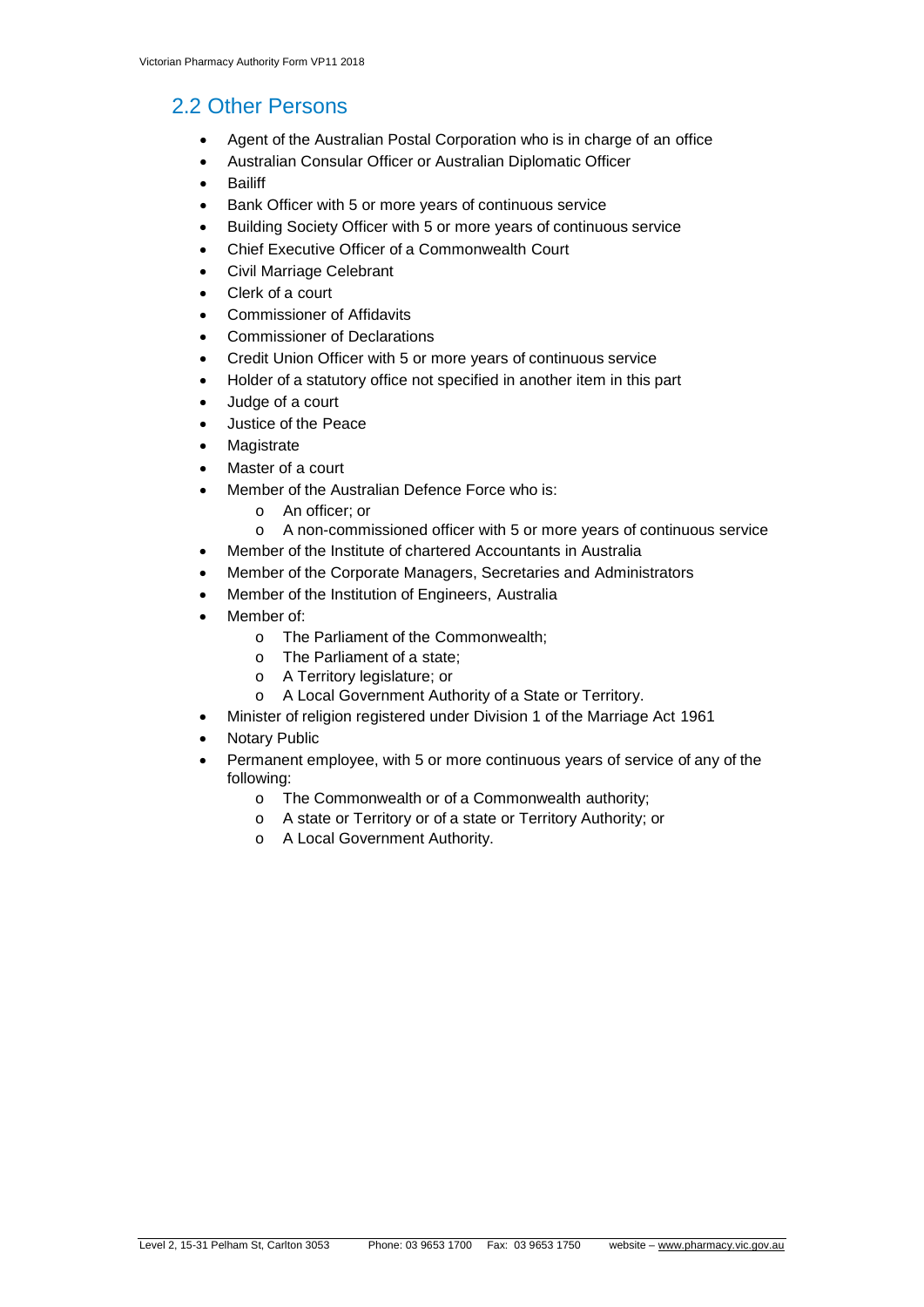## 2.2 Other Persons

- Agent of the Australian Postal Corporation who is in charge of an office
- Australian Consular Officer or Australian Diplomatic Officer
- Bailiff
- Bank Officer with 5 or more years of continuous service
- Building Society Officer with 5 or more years of continuous service
- Chief Executive Officer of a Commonwealth Court
- Civil Marriage Celebrant
- Clerk of a court
- Commissioner of Affidavits
- Commissioner of Declarations
- Credit Union Officer with 5 or more years of continuous service
- Holder of a statutory office not specified in another item in this part
- Judge of a court
- Justice of the Peace
- Magistrate
- Master of a court
- Member of the Australian Defence Force who is:
  - An officer; or
  - A non-commissioned officer with 5 or more years of continuous service
- Member of the Institute of chartered Accountants in Australia
- Member of the Corporate Managers, Secretaries and Administrators
- Member of the Institution of Engineers, Australia
- Member of:
  - The Parliament of the Commonwealth;
  - The Parliament of a state;
  - A Territory legislature; or
  - A Local Government Authority of a State or Territory.
- Minister of religion registered under Division 1 of the Marriage Act 1961
- Notary Public
- Permanent employee, with 5 or more continuous years of service of any of the following:
  - The Commonwealth or of a Commonwealth authority;
  - A state or Territory or of a state or Territory Authority; or
  - A Local Government Authority.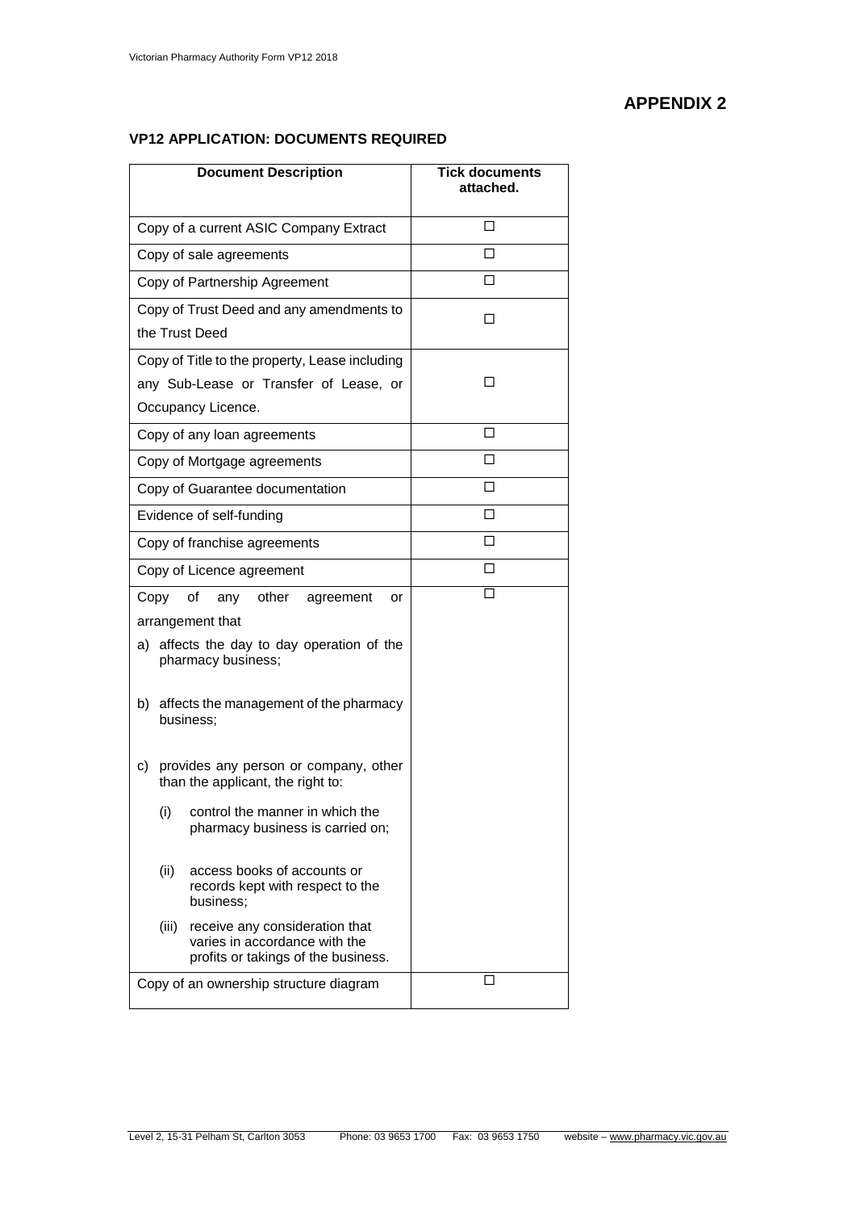# APPENDIX 2

**VP12 APPLICATION: DOCUMENTS REQUIRED**

| Document Description | Tick documents attached. |
|---|---|
| Copy of a current ASIC Company Extract | ☐ |
| Copy of sale agreements | ☐ |
| Copy of Partnership Agreement | ☐ |
| Copy of Trust Deed and any amendments to the Trust Deed | ☐ |
| Copy of Title to the property, Lease including any Sub-Lease or Transfer of Lease, or Occupancy Licence. | ☐ |
| Copy of any loan agreements | ☐ |
| Copy of Mortgage agreements | ☐ |
| Copy of Guarantee documentation | ☐ |
| Evidence of self-funding | ☐ |
| Copy of franchise agreements | ☐ |
| Copy of Licence agreement | ☐ |
| Copy of any other agreement or arrangement that<br>a) affects the day to day operation of the pharmacy business;<br>b) affects the management of the pharmacy business;<br>c) provides any person or company, other than the applicant, the right to:<br>(i) control the manner in which the pharmacy business is carried on;<br>(ii) access books of accounts or records kept with respect to the business;<br>(iii) receive any consideration that varies in accordance with the profits or takings of the business. | ☐ |
| Copy of an ownership structure diagram | ☐ |